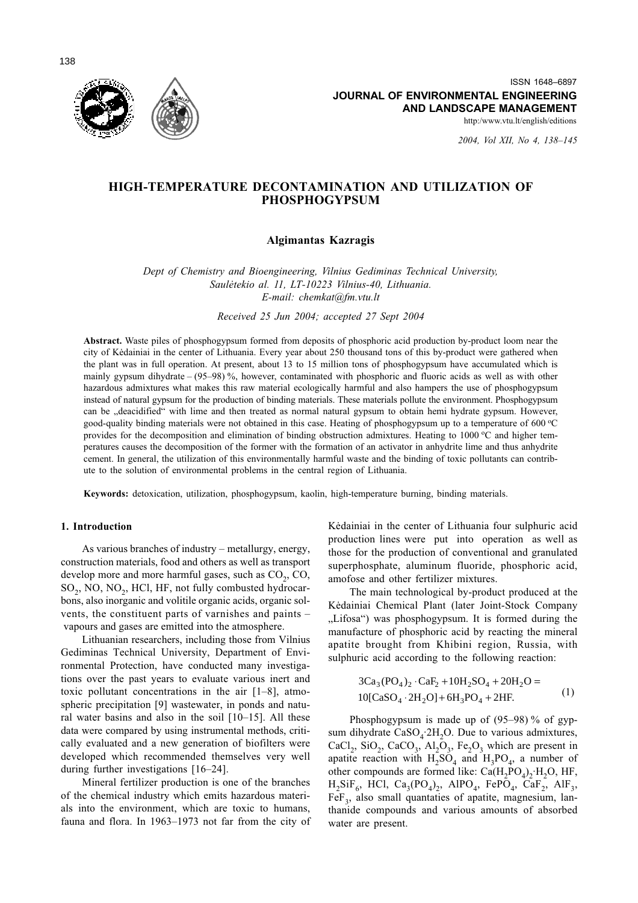ISSN 1648–6897

**JOURNAL OF ENVIRONMENTAL ENGINEERING AND LANDSCAPE MANAGEMENT**

http:/www.vtu.lt/english/editions

# HIGH-TEMPERATURE DECONTAMINATION AND UTILIZATION OF PHOSPHOGYPSUM

**Algimantas Kazragis**

*Dept of Chemistry and Bioengineering, Vilnius Gediminas Technical University, Saulėtekio al. 11, LT-10223 Vilnius-40, Lithuania. E-mail: chemkat@fm.vtu.lt*

*Received 25 Jun 2004; accepted 27 Sept 2004*

**Abstract.** Waste piles of phosphogypsum formed from deposits of phosphoric acid production by-product loom near the city of Kėdainiai in the center of Lithuania. Every year about 250 thousand tons of this by-product were gathered when the plant was in full operation. At present, about 13 to 15 million tons of phosphogypsum have accumulated which is mainly gypsum dihydrate – (95–98) %, however, contaminated with phosphoric and fluoric acids as well as with other hazardous admixtures what makes this raw material ecologically harmful and also hampers the use of phosphogypsum instead of natural gypsum for the production of binding materials. These materials pollute the environment. Phosphogypsum can be „deacidified" with lime and then treated as normal natural gypsum to obtain hemi hydrate gypsum. However, good-quality binding materials were not obtained in this case. Heating of phosphogypsum up to a temperature of 600 °C provides for the decomposition and elimination of binding obstruction admixtures. Heating to 1000 °C and higher temperatures causes the decomposition of the former with the formation of an activator in anhydrite lime and thus anhydrite cement. In general, the utilization of this environmentally harmful waste and the binding of toxic pollutants can contribute to the solution of environmental problems in the central region of Lithuania.

**Keywords:** detoxication, utilization, phosphogypsum, kaolin, high-temperature burning, binding materials.

## 1. Introduction

As various branches of industry – metallurgy, energy, construction materials, food and others as well as transport develop more and more harmful gases, such as $CO_2$, CO, $SO_2$, NO, $NO_2$, HCl, HF, not fully combusted hydrocarbons, also inorganic and volitile organic acids, organic solvents, the constituent parts of varnishes and paints – vapours and gases are emitted into the atmosphere.

Lithuanian researchers, including those from Vilnius Gediminas Technical University, Department of Environmental Protection, have conducted many investigations over the past years to evaluate various inert and toxic pollutant concentrations in the air [1–8], atmospheric precipitation [9] wastewater, in ponds and natural water basins and also in the soil [10–15]. All these data were compared by using instrumental methods, critically evaluated and a new generation of biofilters were developed which recommended themselves very well during further investigations [16–24].

Mineral fertilizer production is one of the branches of the chemical industry which emits hazardous materials into the environment, which are toxic to humans, fauna and flora. In 1963–1973 not far from the city of Kėdainiai in the center of Lithuania four sulphuric acid production lines were put into operation as well as those for the production of conventional and granulated superphosphate, aluminum fluoride, phosphoric acid, amofose and other fertilizer mixtures.

The main technological by-product produced at the Kėdainiai Chemical Plant (later Joint-Stock Company „Lifosa") was phosphogypsum. It is formed during the manufacture of phosphoric acid by reacting the mineral apatite brought from Khibini region, Russia, with sulphuric acid according to the following reaction:

$$3Ca_3(PO_4)_2 \cdot CaF_2 + 10H_2SO_4 + 20H_2O = 10[CaSO_4 \cdot 2H_2O] + 6H_3PO_4 + 2HF. \quad (1)$$

Phosphogypsum is made up of (95–98) % of gypsum dihydrate $CaSO_4 \cdot 2H_2O$. Due to various admixtures, $CaCl_2$, $SiO_2$, $CaCO_3$, $Al_2O_3$, $Fe_2O_3$ which are present in apatite reaction with $H_2SO_4$ and $H_3PO_4$, a number of other compounds are formed like: $Ca(H_2PO_4)_2 \cdot H_2O$, HF, $H_2SiF_6$, HCl, $Ca_3(PO_4)_2$, $AlPO_4$, $FePO_4$, $CaF_2$, $AlF_3$, $FeF_3$, also small quantaties of apatite, magnesium, lanthanide compounds and various amounts of absorbed water are present.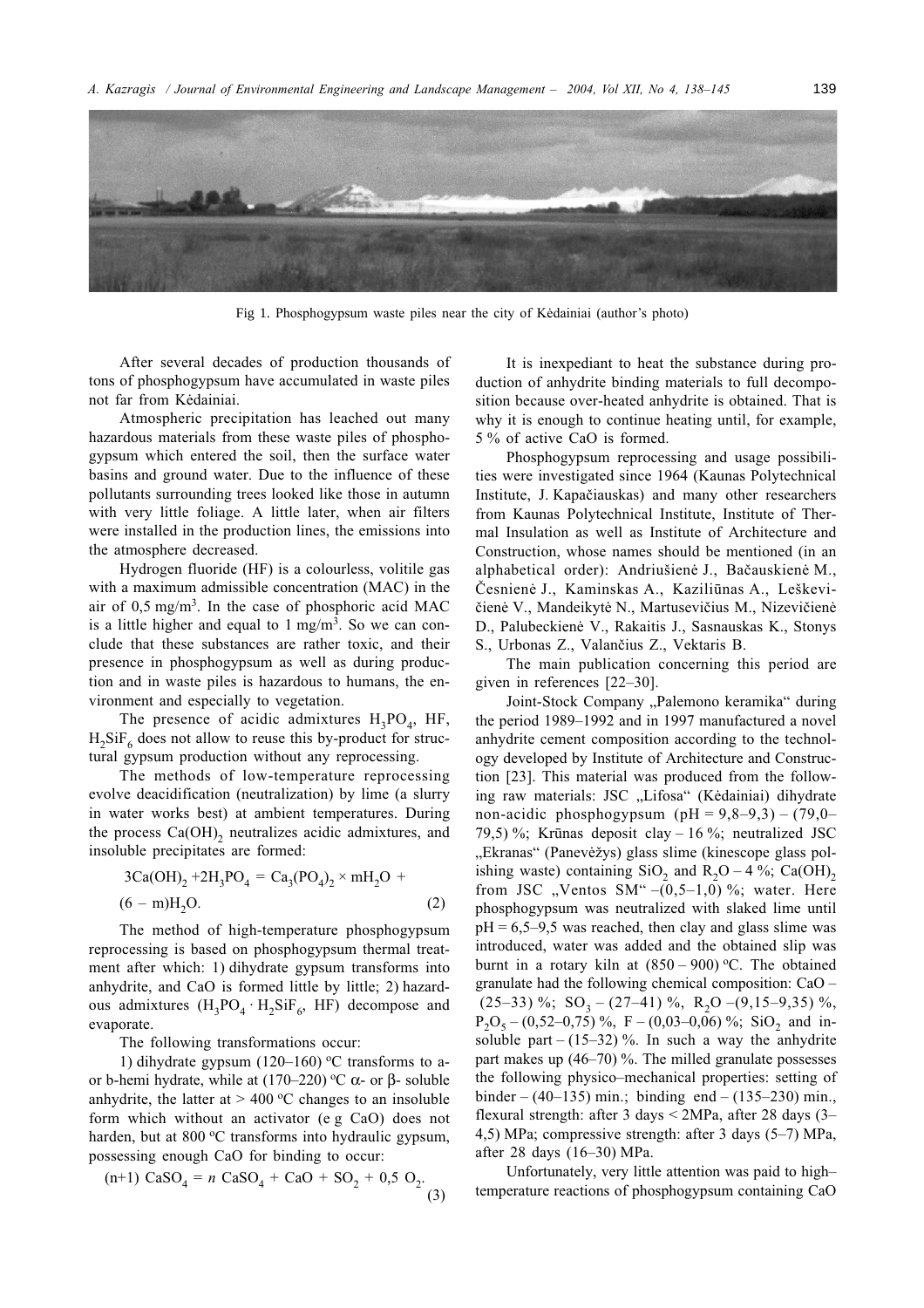Fig 1. Phosphogypsum waste piles near the city of Kėdainiai (author's photo)

After several decades of production thousands of tons of phosphogypsum have accumulated in waste piles not far from Kėdainiai.

Atmospheric precipitation has leached out many hazardous materials from these waste piles of phosphogypsum which entered the soil, then the surface water basins and ground water. Due to the influence of these pollutants surrounding trees looked like those in autumn with very little foliage. A little later, when air filters were installed in the production lines, the emissions into the atmosphere decreased.

Hydrogen fluoride (HF) is a colourless, volitile gas with a maximum admissible concentration (MAC) in the air of 0,5 mg/m$^3$. In the case of phosphoric acid MAC is a little higher and equal to 1 mg/m$^3$. So we can conclude that these substances are rather toxic, and their presence in phosphogypsum as well as during production and in waste piles is hazardous to humans, the environment and especially to vegetation.

The presence of acidic admixtures $H_3PO_4$, HF, $H_2SiF_6$ does not allow to reuse this by-product for structural gypsum production without any reprocessing.

The methods of low-temperature reprocessing evolve deacidification (neutralization) by lime (a slurry in water works best) at ambient temperatures. During the process $Ca(OH)_2$ neutralizes acidic admixtures, and insoluble precipitates are formed:

$$3Ca(OH)_2 + 2H_3PO_4 = Ca_3(PO_4)_2 \times mH_2O + (6 - m)H_2O. \quad (2)$$

The method of high-temperature phosphogypsum reprocessing is based on phosphogypsum thermal treatment after which: 1) dihydrate gypsum transforms into anhydrite, and CaO is formed little by little; 2) hazardous admixtures ($H_3PO_4 \cdot H_2SiF_6$, HF) decompose and evaporate.

The following transformations occur:

1) dihydrate gypsum (120–160) °C transforms to a- or b-hemi hydrate, while at (170–220) °C α- or β- soluble anhydrite, the latter at > 400 °C changes to an insoluble form which without an activator (e g CaO) does not harden, but at 800 °C transforms into hydraulic gypsum, possessing enough CaO for binding to occur:

$$(n+1)\ CaSO_4 = n\ CaSO_4 + CaO + SO_2 + 0,5\ O_2. \quad (3)$$

It is inexpediant to heat the substance during production of anhydrite binding materials to full decomposition because over-heated anhydrite is obtained. That is why it is enough to continue heating until, for example, 5 % of active CaO is formed.

Phosphogypsum reprocessing and usage possibilities were investigated since 1964 (Kaunas Polytechnical Institute, J. Kapačiauskas) and many other researchers from Kaunas Polytechnical Institute, Institute of Thermal Insulation as well as Institute of Architecture and Construction, whose names should be mentioned (in an alphabetical order): Andriušienė J., Bačauskienė M., Česnienė J., Kaminskas A., Kaziliūnas A., Leškevičienė V., Mandeikytė N., Martusevičius M., Nizevičienė D., Palubeckienė V., Rakaitis J., Sasnauskas K., Stonys S., Urbonas Z., Valančius Z., Vektaris B.

The main publication concerning this period are given in references [22–30].

Joint-Stock Company „Palemono keramika" during the period 1989–1992 and in 1997 manufactured a novel anhydrite cement composition according to the technology developed by Institute of Architecture and Construction [23]. This material was produced from the following raw materials: JSC „Lifosa" (Kėdainiai) dihydrate non-acidic phosphogypsum (pH = 9,8–9,3) – (79,0–79,5) %; Krūnas deposit clay – 16 %; neutralized JSC „Ekranas" (Panevėžys) glass slime (kinescope glass polishing waste) containing $SiO_2$ and $R_2O$ – 4 %; $Ca(OH)_2$ from JSC „Ventos SM" –(0,5–1,0) %; water. Here phosphogypsum was neutralized with slaked lime until pH = 6,5–9,5 was reached, then clay and glass slime was introduced, water was added and the obtained slip was burnt in a rotary kiln at (850 – 900) °C. The obtained granulate had the following chemical composition: CaO – (25–33) %; $SO_3$ – (27–41) %, $R_2O$ –(9,15–9,35) %, $P_2O_5$ – (0,52–0,75) %, F – (0,03–0,06) %; $SiO_2$ and insoluble part – (15–32) %. In such a way the anhydrite part makes up (46–70) %. The milled granulate possesses the following physico–mechanical properties: setting of binder – (40–135) min.; binding end – (135–230) min., flexural strength: after 3 days < 2MPa, after 28 days (3–4,5) MPa; compressive strength: after 3 days (5–7) MPa, after 28 days (16–30) MPa.

Unfortunately, very little attention was paid to high–temperature reactions of phosphogypsum containing CaO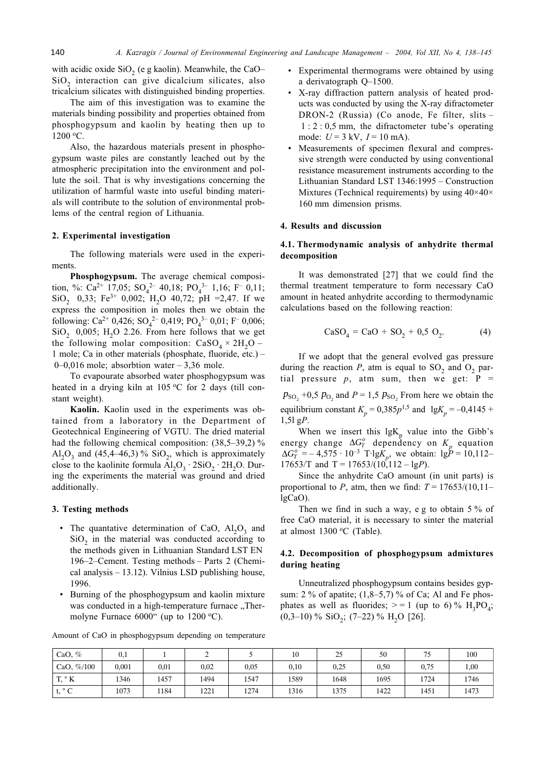with acidic oxide $SiO_2$ (e g kaolin). Meanwhile, the CaO–$SiO_2$ interaction can give dicalcium silicates, also tricalcium silicates with distinguished binding properties.

The aim of this investigation was to examine the materials binding possibility and properties obtained from phosphogypsum and kaolin by heating then up to 1200 °C.

Also, the hazardous materials present in phosphogypsum waste piles are constantly leached out by the atmospheric precipitation into the environment and pollute the soil. That is why investigations concerning the utilization of harmful waste into useful binding materials will contribute to the solution of environmental problems of the central region of Lithuania.

## 2. Experimental investigation

The following materials were used in the experiments.

**Phosphogypsum.** The average chemical composition, %: $Ca^{2+}$ 17,05; $SO_4^{2-}$ 40,18; $PO_4^{3-}$ 1,16; $F^-$ 0,11; $SiO_2$ 0,33; $Fe^{3+}$ 0,002; $H_2O$ 40,72; pH =2,47. If we express the composition in moles then we obtain the following: $Ca^{2+}$ 0,426; $SO_4^{2-}$ 0,419; $PO_4^{3-}$ 0,01; $F^-$ 0,006; $SiO_2$ 0,005; $H_2O$ 2.26. From here follows that we get the following molar composition: $CaSO_4 \times 2H_2O$ – 1 mole; Ca in other materials (phosphate, fluoride, etc.) – 0–0,016 mole; absorbtion water – 3,36 mole.

To evapourate absorbed water phosphogypsum was heated in a drying kiln at 105 °C for 2 days (till constant weight).

**Kaolin.** Kaolin used in the experiments was obtained from a laboratory in the Department of Geotechnical Engineering of VGTU. The dried material had the following chemical composition: (38,5–39,2) % $Al_2O_3$ and (45,4–46,3) % $SiO_2$, which is approximately close to the kaolinite formula $Al_2O_3 \cdot 2SiO_2 \cdot 2H_2O$. During the experiments the material was ground and dried additionally.

## 3. Testing methods

- The quantative determination of CaO, $Al_2O_3$ and $SiO_2$ in the material was conducted according to the methods given in Lithuanian Standard LST EN 196–2–Cement. Testing methods – Parts 2 (Chemical analysis – 13.12). Vilnius LSD publishing house, 1996.
- Burning of the phosphogypsum and kaolin mixture was conducted in a high-temperature furnace „Thermolyne Furnace 6000“ (up to 1200 °C).
- Experimental thermograms were obtained by using a derivatograph Q–1500.
- X-ray diffraction pattern analysis of heated products was conducted by using the X-ray difractometer DRON-2 (Russia) (Co anode, Fe filter, slits – 1 : 2 : 0,5 mm, the difractometer tube's operating mode: $U$ = 3 kV, $I$ = 10 mA).
- Measurements of specimen flexural and compressive strength were conducted by using conventional resistance measurement instruments according to the Lithuanian Standard LST 1346:1995 – Construction Mixtures (Technical requirements) by using 40×40×160 mm dimension prisms.

## 4. Results and discussion

### 4.1. Thermodynamic analysis of anhydrite thermal decomposition

It was demonstrated [27] that we could find the thermal treatment temperature to form necessary CaO amount in heated anhydrite according to thermodynamic calculations based on the following reaction:

$$CaSO_4 = CaO + SO_2 + 0,5\ O_2. \qquad (4)$$

If we adopt that the general evolved gas pressure during the reaction $P$, atm is equal to $SO_2$ and $O_2$ partial pressure $p$, atm sum, then we get: $P = p_{SO_2} + 0,5\ p_{O_2}$ and $P = 1,5\ p_{SO_2}$ From here we obtain the equilibrium constant $K_p = 0,385p^{1,5}$ and $\lg K_p = -0,4145 + 1,5\lg P$.

When we insert this $\lg K_p$ value into the Gibb's energy change $\Delta G_T^o$ dependency on $K_p$ equation $\Delta G_T^o = -4,575 \cdot 10^{-3}\ T \cdot \lg K_p$, we obtain: $\lg P = 10,112 - 17653/T$ and $T = 17653/(10,112 - \lg P)$.

Since the anhydrite CaO amount (in unit parts) is proportional to $P$, atm, then we find: $T = 17653/(10,11 - \lg CaO)$.

Then we find in such a way, e g to obtain 5 % of free CaO material, it is necessary to sinter the material at almost 1300 °C (Table).

### 4.2. Decomposition of phosphogypsum admixtures during heating

Unneutralized phosphogypsum contains besides gypsum: 2 % of apatite; (1,8–5,7) % of Ca; Al and Fe phosphates as well as fluorides; > = 1 (up to 6) % $H_3PO_4$; (0,3–10) % $SiO_2$; (7–22) % $H_2O$ [26].

Amount of CaO in phosphogypsum depending on temperature

| CaO, % | 0,1 | 1 | 2 | 5 | 10 | 25 | 50 | 75 | 100 |
|---|---|---|---|---|---|---|---|---|---|
| CaO, %/100 | 0,001 | 0,01 | 0,02 | 0,05 | 0,10 | 0,25 | 0,50 | 0,75 | 1,00 |
| T, ° K | 1346 | 1457 | 1494 | 1547 | 1589 | 1648 | 1695 | 1724 | 1746 |
| t, ° C | 1073 | 1184 | 1221 | 1274 | 1316 | 1375 | 1422 | 1451 | 1473 |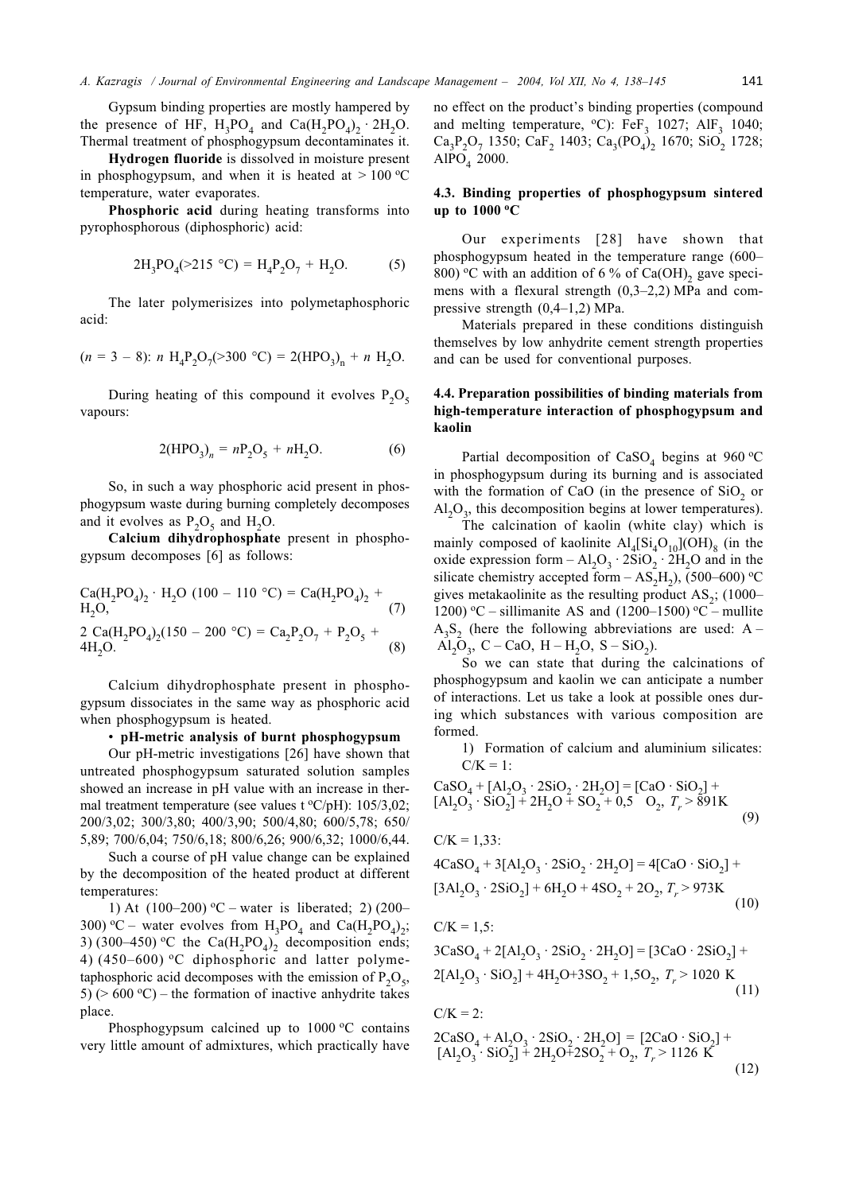Gypsum binding properties are mostly hampered by the presence of HF, $H_3PO_4$ and $Ca(H_2PO_4)_2 \cdot 2H_2O$. Thermal treatment of phosphogypsum decontaminates it.

**Hydrogen fluoride** is dissolved in moisture present in phosphogypsum, and when it is heated at > 100 °C temperature, water evaporates.

**Phosphoric acid** during heating transforms into pyrophosphorous (diphosphoric) acid:

$$2H_3PO_4(>215\ °C) = H_4P_2O_7 + H_2O. \quad (5)$$

The later polymerisizes into polymetaphosphoric acid:

$$(n = 3 – 8):\ n\ H_4P_2O_7(>300\ °C) = 2(HPO_3)_n + n\ H_2O.$$

During heating of this compound it evolves $P_2O_5$ vapours:

$$2(HPO_3)_n = nP_2O_5 + nH_2O. \quad (6)$$

So, in such a way phosphoric acid present in phosphogypsum waste during burning completely decomposes and it evolves as $P_2O_5$ and $H_2O$.

**Calcium dihydrophosphate** present in phosphogypsum decomposes [6] as follows:

$$Ca(H_2PO_4)_2 \cdot H_2O\ (100 – 110\ °C) = Ca(H_2PO_4)_2 + H_2O, \quad (7)$$

$$2\ Ca(H_2PO_4)_2(150 – 200\ °C) = Ca_2P_2O_7 + P_2O_5 + 4H_2O. \quad (8)$$

Calcium dihydrophosphate present in phosphogypsum dissociates in the same way as phosphoric acid when phosphogypsum is heated.

- **pH-metric analysis of burnt phosphogypsum**

Our pH-metric investigations [26] have shown that untreated phosphogypsum saturated solution samples showed an increase in pH value with an increase in thermal treatment temperature (see values t °C/pH): 105/3,02; 200/3,02; 300/3,80; 400/3,90; 500/4,80; 600/5,78; 650/5,89; 700/6,04; 750/6,18; 800/6,26; 900/6,32; 1000/6,44.

Such a course of pH value change can be explained by the decomposition of the heated product at different temperatures:

1) At (100–200) °C – water is liberated; 2) (200–300) °C – water evolves from $H_3PO_4$ and $Ca(H_2PO_4)_2$; 3) (300–450) °C the $Ca(H_2PO_4)_2$ decomposition ends; 4) (450–600) °C diphosphoric and latter polymetaphosphoric acid decomposes with the emission of $P_2O_5$, 5) (> 600 °C) – the formation of inactive anhydrite takes place.

Phosphogypsum calcined up to 1000 °C contains very little amount of admixtures, which practically have no effect on the product's binding properties (compound and melting temperature, °C): $FeF_3$ 1027; $AlF_3$ 1040; $Ca_3P_2O_7$ 1350; $CaF_2$ 1403; $Ca_3(PO_4)_2$ 1670; $SiO_2$ 1728; $AlPO_4$ 2000.

### 4.3. Binding properties of phosphogypsum sintered up to 1000 °C

Our experiments [28] have shown that phosphogypsum heated in the temperature range (600–800) °C with an addition of 6 % of $Ca(OH)_2$ gave specimens with a flexural strength (0,3–2,2) MPa and compressive strength (0,4–1,2) MPa.

Materials prepared in these conditions distinguish themselves by low anhydrite cement strength properties and can be used for conventional purposes.

### 4.4. Preparation possibilities of binding materials from high-temperature interaction of phosphogypsum and kaolin

Partial decomposition of $CaSO_4$ begins at 960 °C in phosphogypsum during its burning and is associated with the formation of CaO (in the presence of $SiO_2$ or $Al_2O_3$, this decomposition begins at lower temperatures).

The calcination of kaolin (white clay) which is mainly composed of kaolinite $Al_4[Si_4O_{10}](OH)_8$ (in the oxide expression form – $Al_2O_3 \cdot 2SiO_2 \cdot 2H_2O$ and in the silicate chemistry accepted form – $AS_2H_2$), (500–600) °C gives metakaolinite as the resulting product $AS_2$; (1000–1200) °C – sillimanite AS and (1200–1500) °C – mullite $A_3S_2$ (here the following abbreviations are used: A – $Al_2O_3$, C – CaO, H – $H_2O$, S – $SiO_2$).

So we can state that during the calcinations of phosphogypsum and kaolin we can anticipate a number of interactions. Let us take a look at possible ones during which substances with various composition are formed.

1) Formation of calcium and aluminium silicates:

C/K = 1:

$$CaSO_4 + [Al_2O_3 \cdot 2SiO_2 \cdot 2H_2O] = [CaO \cdot SiO_2] + [Al_2O_3 \cdot SiO_2] + 2H_2O + SO_2 + 0{,}5\ O_2,\ T_r > 891K \quad (9)$$

C/K = 1,33:

$$4CaSO_4 + 3[Al_2O_3 \cdot 2SiO_2 \cdot 2H_2O] = 4[CaO \cdot SiO_2] + [3Al_2O_3 \cdot 2SiO_2] + 6H_2O + 4SO_2 + 2O_2,\ T_r > 973K \quad (10)$$

C/K = 1,5:

$$3CaSO_4 + 2[Al_2O_3 \cdot 2SiO_2 \cdot 2H_2O] = [3CaO \cdot 2SiO_2] + 2[Al_2O_3 \cdot SiO_2] + 4H_2O + 3SO_2 + 1{,}5O_2,\ T_r > 1020\ K \quad (11)$$

C/K = 2:

$$2CaSO_4 + Al_2O_3 \cdot 2SiO_2 \cdot 2H_2O] = [2CaO \cdot SiO_2] + [Al_2O_3 \cdot SiO_2] + 2H_2O + 2SO_2 + O_2,\ T_r > 1126\ K \quad (12)$$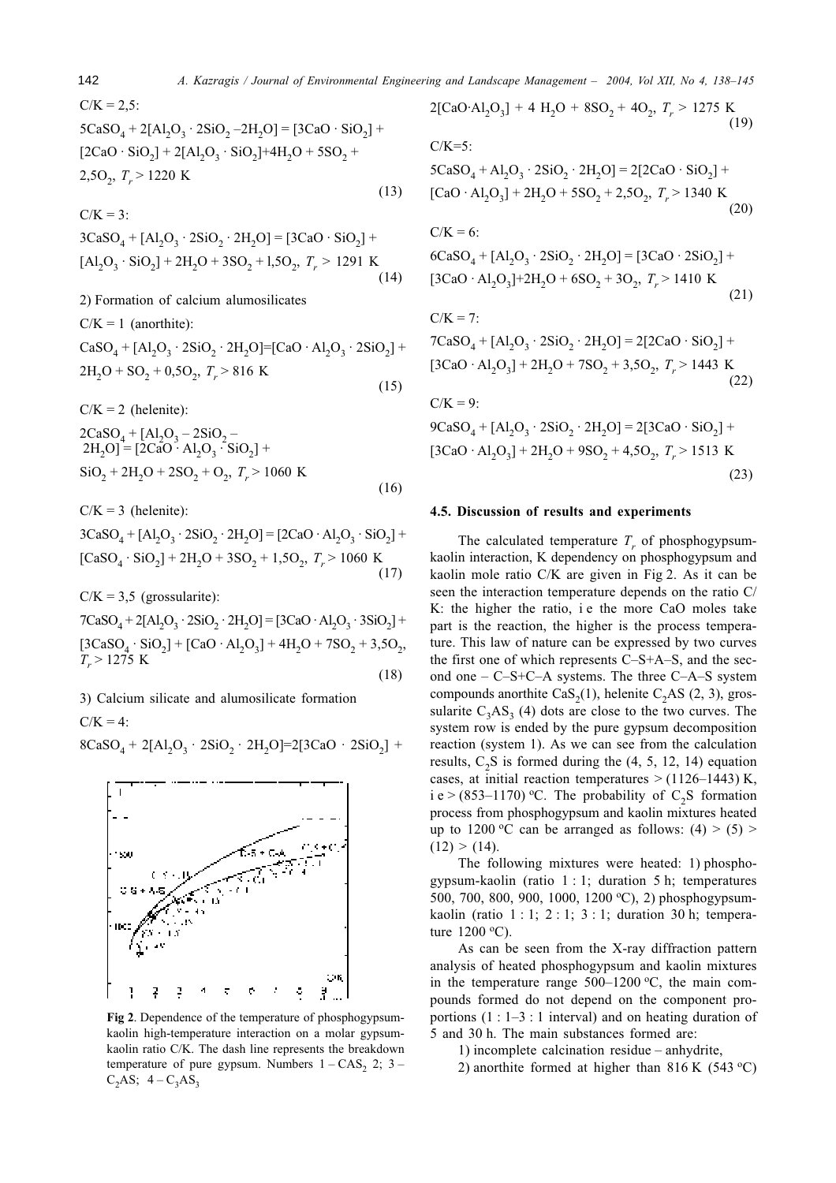C/K = 2,5:

$$5CaSO_4 + 2[Al_2O_3 \cdot 2SiO_2 - 2H_2O] = [3CaO \cdot SiO_2] + [2CaO \cdot SiO_2] + 2[Al_2O_3 \cdot SiO_2] + 4H_2O + 5SO_2 + 2{,}5O_2,\ T_r > 1220\ K \quad (13)$$

C/K = 3:

$$3CaSO_4 + [Al_2O_3 \cdot 2SiO_2 \cdot 2H_2O] = [3CaO \cdot SiO_2] + [Al_2O_3 \cdot SiO_2] + 2H_2O + 3SO_2 + 1{,}5O_2,\ T_r > 1291\ K \quad (14)$$

2) Formation of calcium alumosilicates

C/K = 1 (anorthite):

$$CaSO_4 + [Al_2O_3 \cdot 2SiO_2 \cdot 2H_2O] = [CaO \cdot Al_2O_3 \cdot 2SiO_2] + 2H_2O + SO_2 + 0{,}5O_2,\ T_r > 816\ K \quad (15)$$

C/K = 2 (helenite):

$$2CaSO_4 + [Al_2O_3 - 2SiO_2 - 2H_2O] = [2CaO \cdot Al_2O_3 \cdot SiO_2] + SiO_2 + 2H_2O + 2SO_2 + O_2,\ T_r > 1060\ K \quad (16)$$

C/K = 3 (helenite):

$$3CaSO_4 + [Al_2O_3 \cdot 2SiO_2 \cdot 2H_2O] = [2CaO \cdot Al_2O_3 \cdot SiO_2] + [CaSO_4 \cdot SiO_2] + 2H_2O + 3SO_2 + 1{,}5O_2,\ T_r > 1060\ K \quad (17)$$

C/K = 3,5 (grossularite):

$$7CaSO_4 + 2[Al_2O_3 \cdot 2SiO_2 \cdot 2H_2O] = [3CaO \cdot Al_2O_3 \cdot 3SiO_2] + [3CaSO_4 \cdot SiO_2] + [CaO \cdot Al_2O_3] + 4H_2O + 7SO_2 + 3{,}5O_2,\ T_r > 1275\ K \quad (18)$$

3) Calcium silicate and alumosilicate formation

C/K = 4:

$$8CaSO_4 + 2[Al_2O_3 \cdot 2SiO_2 \cdot 2H_2O] = 2[3CaO \cdot 2SiO_2] + 2[CaO \cdot Al_2O_3] + 4H_2O + 8SO_2 + 4O_2,\ T_r > 1275\ K \quad (19)$$

C/K=5:

$$5CaSO_4 + Al_2O_3 \cdot 2SiO_2 \cdot 2H_2O] = 2[2CaO \cdot SiO_2] + [CaO \cdot Al_2O_3] + 2H_2O + 5SO_2 + 2{,}5O_2,\ T_r > 1340\ K \quad (20)$$

C/K = 6:

$$6CaSO_4 + [Al_2O_3 \cdot 2SiO_2 \cdot 2H_2O] = [3CaO \cdot 2SiO_2] + [3CaO \cdot Al_2O_3] + 2H_2O + 6SO_2 + 3O_2,\ T_r > 1410\ K \quad (21)$$

C/K = 7:

$$7CaSO_4 + [Al_2O_3 \cdot 2SiO_2 \cdot 2H_2O] = 2[2CaO \cdot SiO_2] + [3CaO \cdot Al_2O_3] + 2H_2O + 7SO_2 + 3{,}5O_2,\ T_r > 1443\ K \quad (22)$$

C/K = 9:

$$9CaSO_4 + [Al_2O_3 \cdot 2SiO_2 \cdot 2H_2O] = 2[3CaO \cdot SiO_2] + [3CaO \cdot Al_2O_3] + 2H_2O + 9SO_2 + 4{,}5O_2,\ T_r > 1513\ K \quad (23)$$

**Fig 2**. Dependence of the temperature of phosphogypsum-kaolin high-temperature interaction on a molar gypsum-kaolin ratio C/K. The dash line represents the breakdown temperature of pure gypsum. Numbers 1 – $CAS_2$ 2; 3 – $C_2AS$; 4 – $C_3AS_3$

### 4.5. Discussion of results and experiments

The calculated temperature $T_r$ of phosphogypsum-kaolin interaction, K dependency on phosphogypsum and kaolin mole ratio C/K are given in Fig 2. As it can be seen the interaction temperature depends on the ratio C/K: the higher the ratio, i e the more CaO moles take part is the reaction, the higher is the process temperature. This law of nature can be expressed by two curves the first one of which represents C–S+A–S, and the second one – C–S+C–A systems. The three C–A–S system compounds anorthite $CaS_2(1)$, helenite $C_2AS$ (2, 3), grossularite $C_3AS_3$ (4) dots are close to the two curves. The system row is ended by the pure gypsum decomposition reaction (system 1). As we can see from the calculation results, $C_2S$ is formed during the (4, 5, 12, 14) equation cases, at initial reaction temperatures > (1126–1443) K, i e > (853–1170) °C. The probability of $C_2S$ formation process from phosphogypsum and kaolin mixtures heated up to 1200 °C can be arranged as follows: (4) > (5) > (12) > (14).

The following mixtures were heated: 1) phosphogypsum-kaolin (ratio 1 : 1; duration 5 h; temperatures 500, 700, 800, 900, 1000, 1200 °C), 2) phosphogypsum-kaolin (ratio 1 : 1; 2 : 1; 3 : 1; duration 30 h; temperature 1200 °C).

As can be seen from the X-ray diffraction pattern analysis of heated phosphogypsum and kaolin mixtures in the temperature range 500–1200 °C, the main compounds formed do not depend on the component proportions (1 : 1–3 : 1 interval) and on heating duration of 5 and 30 h. The main substances formed are:

1) incomplete calcination residue – anhydrite,

2) anorthite formed at higher than 816 K (543 °C)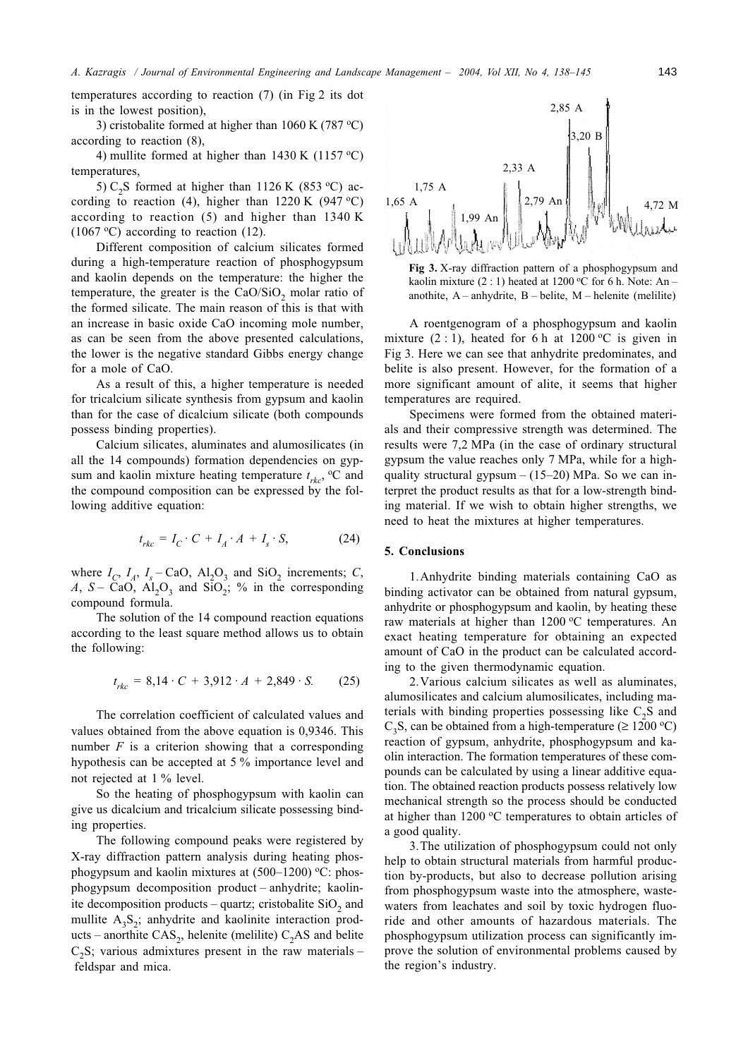temperatures according to reaction (7) (in Fig 2 its dot is in the lowest position),

3) cristobalite formed at higher than 1060 K (787 °C) according to reaction (8),

4) mullite formed at higher than 1430 K (1157 °C) temperatures,

5) $C_2S$ formed at higher than 1126 K (853 °C) according to reaction (4), higher than 1220 K (947 °C) according to reaction (5) and higher than 1340 K (1067 °C) according to reaction (12).

Different composition of calcium silicates formed during a high-temperature reaction of phosphogypsum and kaolin depends on the temperature: the higher the temperature, the greater is the $CaO/SiO_2$ molar ratio of the formed silicate. The main reason of this is that with an increase in basic oxide CaO incoming mole number, as can be seen from the above presented calculations, the lower is the negative standard Gibbs energy change for a mole of CaO.

As a result of this, a higher temperature is needed for tricalcium silicate synthesis from gypsum and kaolin than for the case of dicalcium silicate (both compounds possess binding properties).

Calcium silicates, aluminates and alumosilicates (in all the 14 compounds) formation dependencies on gypsum and kaolin mixture heating temperature $t_{rkc}$, °C and the compound composition can be expressed by the following additive equation:

$$t_{rkc} = I_C \cdot C + I_A \cdot A + I_s \cdot S, \tag{24}$$

where $I_C$, $I_A$, $I_s$ – CaO, $Al_2O_3$ and $SiO_2$ increments; $C$, $A$, $S$ – CaO, $Al_2O_3$ and $SiO_2$; % in the corresponding compound formula.

The solution of the 14 compound reaction equations according to the least square method allows us to obtain the following:

$$t_{rkc} = 8{,}14 \cdot C + 3{,}912 \cdot A + 2{,}849 \cdot S. \tag{25}$$

The correlation coefficient of calculated values and values obtained from the above equation is 0,9346. This number $F$ is a criterion showing that a corresponding hypothesis can be accepted at 5 % importance level and not rejected at 1 % level.

So the heating of phosphogypsum with kaolin can give us dicalcium and tricalcium silicate possessing binding properties.

The following compound peaks were registered by X-ray diffraction pattern analysis during heating phosphogypsum and kaolin mixtures at (500–1200) °C: phosphogypsum decomposition product – anhydrite; kaolinite decomposition products – quartz; cristobalite $SiO_2$ and mullite $A_3S_2$; anhydrite and kaolinite interaction products – anorthite $CAS_2$, helenite (melilite) $C_2AS$ and belite $C_2S$; various admixtures present in the raw materials – feldspar and mica.

**Fig 3.** X-ray diffraction pattern of a phosphogypsum and kaolin mixture (2 : 1) heated at 1200 °C for 6 h. Note: An – anothite, A – anhydrite, B – belite, M – helenite (melilite)

A roentgenogram of a phosphogypsum and kaolin mixture (2 : 1), heated for 6 h at 1200 °C is given in Fig 3. Here we can see that anhydrite predominates, and belite is also present. However, for the formation of a more significant amount of alite, it seems that higher temperatures are required.

Specimens were formed from the obtained materials and their compressive strength was determined. The results were 7,2 MPa (in the case of ordinary structural gypsum the value reaches only 7 MPa, while for a high-quality structural gypsum – (15–20) MPa. So we can interpret the product results as that for a low-strength binding material. If we wish to obtain higher strengths, we need to heat the mixtures at higher temperatures.

## 5. Conclusions

1. Anhydrite binding materials containing CaO as binding activator can be obtained from natural gypsum, anhydrite or phosphogypsum and kaolin, by heating these raw materials at higher than 1200 °C temperatures. An exact heating temperature for obtaining an expected amount of CaO in the product can be calculated according to the given thermodynamic equation.

2. Various calcium silicates as well as aluminates, alumosilicates and calcium alumosilicates, including materials with binding properties possessing like $C_2S$ and $C_3S$, can be obtained from a high-temperature (≥ 1200 °C) reaction of gypsum, anhydrite, phosphogypsum and kaolin interaction. The formation temperatures of these compounds can be calculated by using a linear additive equation. The obtained reaction products possess relatively low mechanical strength so the process should be conducted at higher than 1200 °C temperatures to obtain articles of a good quality.

3. The utilization of phosphogypsum could not only help to obtain structural materials from harmful production by-products, but also to decrease pollution arising from phosphogypsum waste into the atmosphere, wastewaters from leachates and soil by toxic hydrogen fluoride and other amounts of hazardous materials. The phosphogypsum utilization process can significantly improve the solution of environmental problems caused by the region's industry.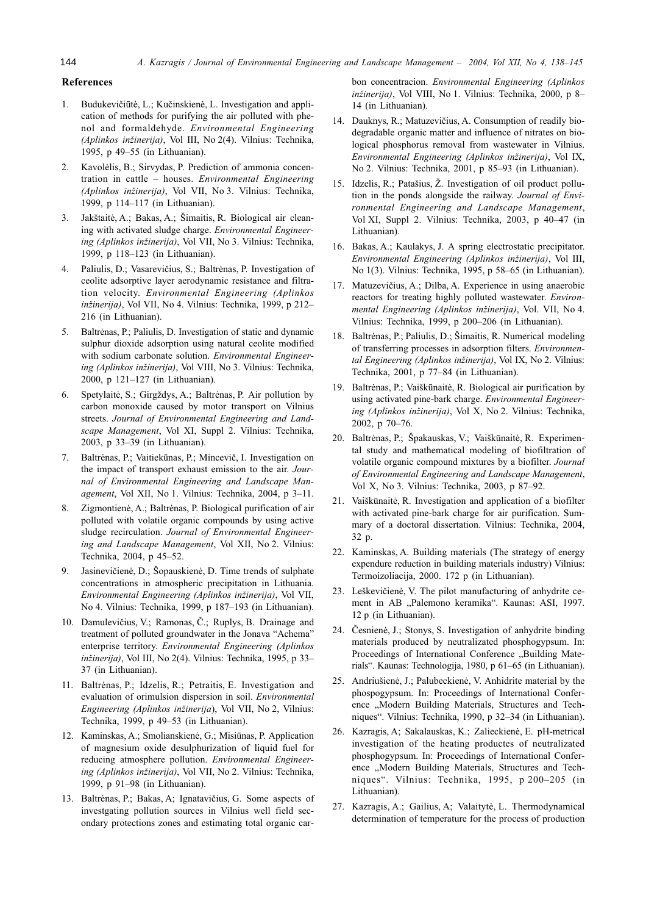## References

1. Budukevičiūtė, L.; Kučinskienė, L. Investigation and application of methods for purifying the air polluted with phenol and formaldehyde. *Environmental Engineering (Aplinkos inžinerija)*, Vol III, No 2(4). Vilnius: Technika, 1995, p 49–55 (in Lithuanian).
2. Kavolėlis, B.; Sirvydas, P. Prediction of ammonia concentration in cattle – houses. *Environmental Engineering (Aplinkos inžinerija)*, Vol VII, No 3. Vilnius: Technika, 1999, p 114–117 (in Lithuanian).
3. Jakštaitė, A.; Bakas, A.; Šimaitis, R. Biological air cleaning with activated sludge charge. *Environmental Engineering (Aplinkos inžinerija)*, Vol VII, No 3. Vilnius: Technika, 1999, p 118–123 (in Lithuanian).
4. Paliulis, D.; Vasarevičius, S.; Baltrėnas, P. Investigation of ceolite adsorptive layer aerodynamic resistance and filtration velocity. *Environmental Engineering (Aplinkos inžinerija)*, Vol VII, No 4. Vilnius: Technika, 1999, p 212–216 (in Lithuanian).
5. Baltrėnas, P.; Paliulis, D. Investigation of static and dynamic sulphur dioxide adsorption using natural ceolite modified with sodium carbonate solution. *Environmental Engineering (Aplinkos inžinerija)*, Vol VIII, No 3. Vilnius: Technika, 2000, p 121–127 (in Lithuanian).
6. Spetylaitė, S.; Girgždys, A.; Baltrėnas, P. Air pollution by carbon monoxide caused by motor transport on Vilnius streets. *Journal of Environmental Engineering and Landscape Management*, Vol XI, Suppl 2. Vilnius: Technika, 2003, p 33–39 (in Lithuanian).
7. Baltrėnas, P.; Vaitiekūnas, P.; Mincevič, I. Investigation on the impact of transport exhaust emission to the air. *Journal of Environmental Engineering and Landscape Management*, Vol XII, No 1. Vilnius: Technika, 2004, p 3–11.
8. Zigmontienė, A.; Baltrėnas, P. Biological purification of air polluted with volatile organic compounds by using active sludge recirculation. *Journal of Environmental Engineering and Landscape Management*, Vol XII, No 2. Vilnius: Technika, 2004, p 45–52.
9. Jasinevičienė, D.; Šopauskienė, D. Time trends of sulphate concentrations in atmospheric precipitation in Lithuania. *Environmental Engineering (Aplinkos inžinerija)*, Vol VII, No 4. Vilnius: Technika, 1999, p 187–193 (in Lithuanian).
10. Damulevičius, V.; Ramonas, Č.; Ruplys, B. Drainage and treatment of polluted groundwater in the Jonava "Achema" enterprise territory. *Environmental Engineering (Aplinkos inžinerija)*, Vol III, No 2(4). Vilnius: Technika, 1995, p 33–37 (in Lithuanian).
11. Baltrėnas, P.; Idzelis, R.; Petraitis, E. Investigation and evaluation of orimulsion dispersion in soil. *Environmental Engineering (Aplinkos inžinerija)*, Vol VII, No 2, Vilnius: Technika, 1999, p 49–53 (in Lithuanian).
12. Kaminskas, A.; Smolianskienė, G.; Misiūnas, P. Application of magnesium oxide desulphurization of liquid fuel for reducing atmosphere pollution. *Environmental Engineering (Aplinkos inžinerija)*, Vol VII, No 2. Vilnius: Technika, 1999, p 91–98 (in Lithuanian).
13. Baltrėnas, P.; Bakas, A; Ignatavičius, G. Some aspects of investgating pollution sources in Vilnius well field secondary protections zones and estimating total organic carbon concentracion. *Environmental Engineering (Aplinkos inžinerija)*, Vol VIII, No 1. Vilnius: Technika, 2000, p 8–14 (in Lithuanian).
14. Dauknys, R.; Matuzevičius, A. Consumption of readily biodegradable organic matter and influence of nitrates on biological phosphorus removal from wastewater in Vilnius. *Environmental Engineering (Aplinkos inžinerija)*, Vol IX, No 2. Vilnius: Technika, 2001, p 85–93 (in Lithuanian).
15. Idzelis, R.; Patašius, Ž. Investigation of oil product pollution in the ponds alongside the railway. *Journal of Environmental Engineering and Landscape Management*, Vol XI, Suppl 2. Vilnius: Technika, 2003, p 40–47 (in Lithuanian).
16. Bakas, A.; Kaulakys, J. A spring electrostatic precipitator. *Environmental Engineering (Aplinkos inžinerija)*, Vol III, No 1(3). Vilnius: Technika, 1995, p 58–65 (in Lithuanian).
17. Matuzevičius, A.; Dilba, A. Experience in using anaerobic reactors for treating highly polluted wastewater. *Environmental Engineering (Aplinkos inžinerija)*, Vol. VII, No 4. Vilnius: Technika, 1999, p 200–206 (in Lithuanian).
18. Baltrėnas, P.; Paliulis, D.; Šimaitis, R. Numerical modeling of transferring processes in adsorption filters. *Environmental Engineering (Aplinkos inžinerija)*, Vol IX, No 2. Vilnius: Technika, 2001, p 77–84 (in Lithuanian).
19. Baltrėnas, P.; Vaiškūnaitė, R. Biological air purification by using activated pine-bark charge. *Environmental Engineering (Aplinkos inžinerija)*, Vol X, No 2. Vilnius: Technika, 2002, p 70–76.
20. Baltrėnas, P.; Špakauskas, V.; Vaiškūnaitė, R. Experimental study and mathematical modeling of biofiltration of volatile organic compound mixtures by a biofilter. *Journal of Environmental Engineering and Landscape Management*, Vol X, No 3. Vilnius: Technika, 2003, p 87–92.
21. Vaiškūnaitė, R. Investigation and application of a biofilter with activated pine-bark charge for air purification. Summary of a doctoral dissertation. Vilnius: Technika, 2004, 32 p.
22. Kaminskas, A. Building materials (The strategy of energy expendure reduction in building materials industry) Vilnius: Termoizoliacija, 2000. 172 p (in Lithuanian).
23. Leškevičienė, V. The pilot manufacturing of anhydrite cement in AB „Palemono keramika". Kaunas: ASI, 1997. 12 p (in Lithuanian).
24. Česnienė, J.; Stonys, S. Investigation of anhydrite binding materials produced by neutralizated phosphogypsum. In: Proceedings of International Conference „Building Materials". Kaunas: Technologija, 1980, p 61–65 (in Lithuanian).
25. Andriušienė, J.; Palubeckienė, V. Anhidrite material by the phospogypsum. In: Proceedings of International Conference „Modern Building Materials, Structures and Techniques". Vilnius: Technika, 1990, p 32–34 (in Lithuanian).
26. Kazragis, A; Sakalauskas, K.; Zalieckienė, E. pH-metrical investigation of the heating productes of neutralizated phosphogypsum. In: Proceedings of International Conference „Modern Building Materials, Structures and Techniques". Vilnius: Technika, 1995, p 200–205 (in Lithuanian).
27. Kazragis, A.; Gailius, A; Valaitytė, L. Thermodynamical determination of temperature for the process of production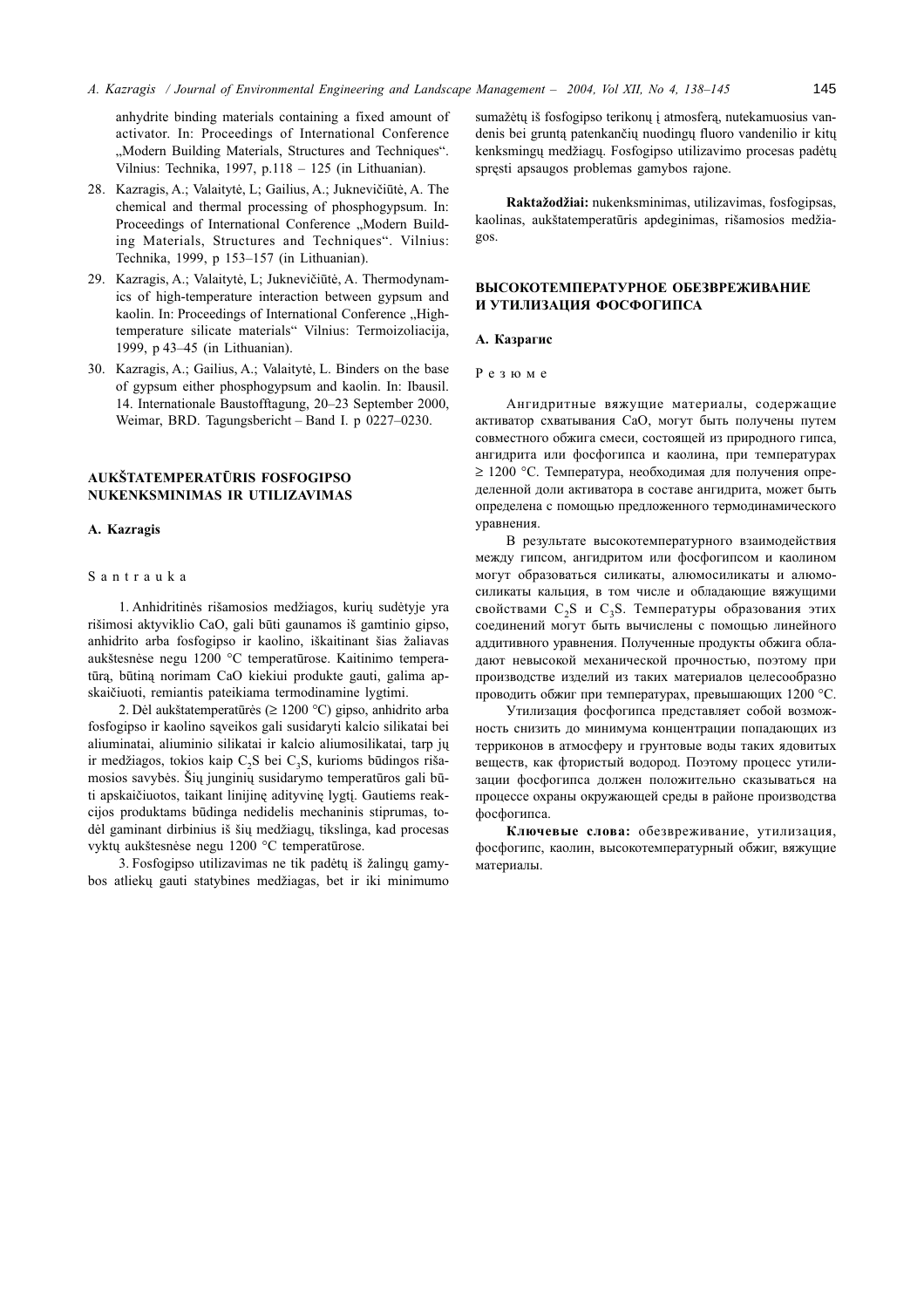anhydrite binding materials containing a fixed amount of activator. In: Proceedings of International Conference „Modern Building Materials, Structures and Techniques". Vilnius: Technika, 1997, p.118 – 125 (in Lithuanian).

28. Kazragis, A.; Valaitytė, L; Gailius, A.; Juknevičiūtė, A. The chemical and thermal processing of phosphogypsum. In: Proceedings of International Conference „Modern Building Materials, Structures and Techniques". Vilnius: Technika, 1999, p 153–157 (in Lithuanian).
29. Kazragis, A.; Valaitytė, L; Juknevičiūtė, A. Thermodynamics of high-temperature interaction between gypsum and kaolin. In: Proceedings of International Conference „High-temperature silicate materials" Vilnius: Termoizoliacija, 1999, p 43–45 (in Lithuanian).
30. Kazragis, A.; Gailius, A.; Valaitytė, L. Binders on the base of gypsum either phosphogypsum and kaolin. In: Ibausil. 14. Internationale Baustofftagung, 20–23 September 2000, Weimar, BRD. Tagungsbericht – Band I. p 0227–0230.

## AUKŠTATEMPERATŪRIS FOSFOGIPSO NUKENKSMINIMAS IR UTILIZAVIMAS

**A. Kazragis**

S a n t r a u k a

1. Anhidritinės rišamosios medžiagos, kurių sudėtyje yra rišimosi aktyviklio CaO, gali būti gaunamos iš gamtinio gipso, anhidrito arba fosfogipso ir kaolino, iškaitinant šias žaliavas aukštesnėse negu 1200 °C temperatūrose. Kaitinimo temperatūrą, būtiną norimam CaO kiekiui produkte gauti, galima apskaičiuoti, remiantis pateikiama termodinamine lygtimi.

2. Dėl aukštatemperatūrės (≥ 1200 °C) gipso, anhidrito arba fosfogipso ir kaolino sąveikos gali susidaryti kalcio silikatai bei aliuminatai, aliuminio silikatai ir kalcio aliumosilikatai, tarp jų ir medžiagos, tokios kaip $C_2S$ bei $C_3S$, kurioms būdingos rišamosios savybės. Šių junginių susidarymo temperatūros gali būti apskaičiuotos, taikant linijinę adityvinę lygtį. Gautiems reakcijos produktams būdinga nedidelis mechaninis stiprumas, todėl gaminant dirbinius iš šių medžiagų, tikslinga, kad procesas vyktų aukštesnėse negu 1200 °C temperatūrose.

3. Fosfogipso utilizavimas ne tik padėtų iš žalingų gamybos atliekų gauti statybines medžiagas, bet ir iki minimumo sumažėtų iš fosfogipso terikonų į atmosferą, nutekamuosius vandenis bei gruntą patenkančių nuodingų fluoro vandenilio ir kitų kenksmingų medžiagų. Fosfogipso utilizavimo procesas padėtų spręsti apsaugos problemas gamybos rajone.

**Raktažodžiai:** nukenksminimas, utilizavimas, fosfogipsas, kaolinas, aukštatemperatūris apdeginimas, rišamosios medžiagos.

## ВЫСОКОТЕМПЕРАТУРНОЕ ОБЕЗВРЕЖИВАНИЕ И УТИЛИЗАЦИЯ ФОСФОГИПСА

**А. Казрагис**

Р е з ю м е

Ангидритные вяжущие материалы, содержащие активатор схватывания CaO, могут быть получены путем совместного обжига смеси, состоящей из природного гипса, ангидрита или фосфогипса и каолина, при температурах ≥ 1200 °C. Температура, необходимая для получения определенной доли активатора в составе ангидрита, может быть определена с помощью предложенного термодинамического уравнения.

В результате высокотемпературного взаимодействия между гипсом, ангидритом или фосфогипсом и каолином могут образоваться силикаты, алюмосиликаты и алюмосиликаты кальция, в том числе и обладающие вяжущими свойствами $C_2S$ и $C_3S$. Температуры образования этих соединений могут быть вычислены с помощью линейного аддитивного уравнения. Полученные продукты обжига обладают невысокой механической прочностью, поэтому при производстве изделий из таких материалов целесообразно проводить обжиг при температурах, превышающих 1200 °C.

Утилизация фосфогипса представляет собой возможность снизить до минимума концентрации попадающих из терриконов в атмосферу и грунтовые воды таких ядовитых веществ, как фтористый водород. Поэтому процесс утилизации фосфогипса должен положительно сказываться на процессе охраны окружающей среды в районе производства фосфогипса.

**Ключевые слова:** обезвреживание, утилизация, фосфогипс, каолин, высокотемпературный обжиг, вяжущие материалы.